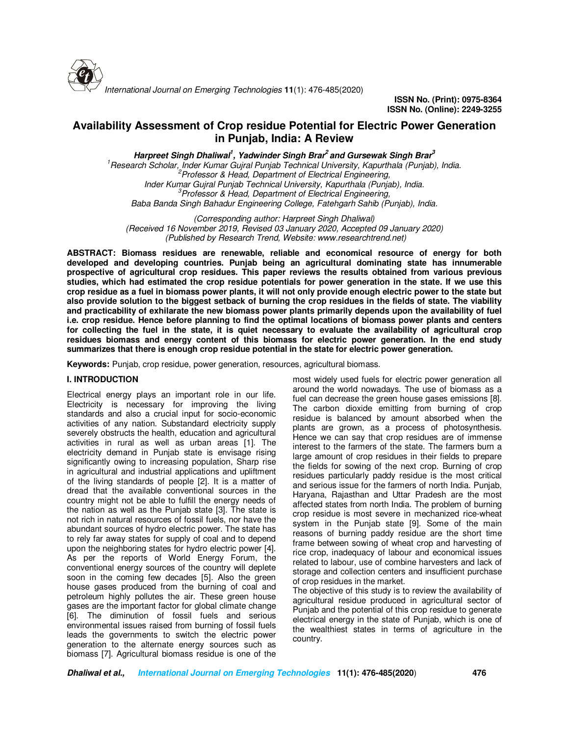ISSN No. (Print): 0975-8364
ISSN No. (Online): 2249-3255

# Availability Assessment of Crop residue Potential for Electric Power Generation in Punjab, India: A Review

***Harpreet Singh Dhaliwal[1], Yadwinder Singh Brar[2] and Gursewak Singh Brar[3]***

*[1]Research Scholar, Inder Kumar Gujral Punjab Technical University, Kapurthala (Punjab), India.*
*[2]Professor & Head, Department of Electrical Engineering, Inder Kumar Gujral Punjab Technical University, Kapurthala (Punjab), India.*
*[3]Professor & Head, Department of Electrical Engineering, Baba Banda Singh Bahadur Engineering College, Fatehgarh Sahib (Punjab), India.*

*(Corresponding author: Harpreet Singh Dhaliwal)*
*(Received 16 November 2019, Revised 03 January 2020, Accepted 09 January 2020)*
*(Published by Research Trend, Website: www.researchtrend.net)*

**ABSTRACT: Biomass residues are renewable, reliable and economical resource of energy for both developed and developing countries. Punjab being an agricultural dominating state has innumerable prospective of agricultural crop residues. This paper reviews the results obtained from various previous studies, which had estimated the crop residue potentials for power generation in the state. If we use this crop residue as a fuel in biomass power plants, it will not only provide enough electric power to the state but also provide solution to the biggest setback of burning the crop residues in the fields of state. The viability and practicability of exhilarate the new biomass power plants primarily depends upon the availability of fuel i.e. crop residue. Hence before planning to find the optimal locations of biomass power plants and centers for collecting the fuel in the state, it is quiet necessary to evaluate the availability of agricultural crop residues biomass and energy content of this biomass for electric power generation. In the end study summarizes that there is enough crop residue potential in the state for electric power generation.**

**Keywords:** Punjab, crop residue, power generation, resources, agricultural biomass.

## I. INTRODUCTION

Electrical energy plays an important role in our life. Electricity is necessary for improving the living standards and also a crucial input for socio-economic activities of any nation. Substandard electricity supply severely obstructs the health, education and agricultural activities in rural as well as urban areas [1]. The electricity demand in Punjab state is envisage rising significantly owing to increasing population, Sharp rise in agricultural and industrial applications and upliftment of the living standards of people [2]. It is a matter of dread that the available conventional sources in the country might not be able to fulfill the energy needs of the nation as well as the Punjab state [3]. The state is not rich in natural resources of fossil fuels, nor have the abundant sources of hydro electric power. The state has to rely far away states for supply of coal and to depend upon the neighboring states for hydro electric power [4]. As per the reports of World Energy Forum, the conventional energy sources of the country will deplete soon in the coming few decades [5]. Also the green house gases produced from the burning of coal and petroleum highly pollutes the air. These green house gases are the important factor for global climate change [6]. The diminution of fossil fuels and serious environmental issues raised from burning of fossil fuels leads the governments to switch the electric power generation to the alternate energy sources such as biomass [7]. Agricultural biomass residue is one of the most widely used fuels for electric power generation all around the world nowadays. The use of biomass as a fuel can decrease the green house gases emissions [8]. The carbon dioxide emitting from burning of crop residue is balanced by amount absorbed when the plants are grown, as a process of photosynthesis. Hence we can say that crop residues are of immense interest to the farmers of the state. The farmers burn a large amount of crop residues in their fields to prepare the fields for sowing of the next crop. Burning of crop residues particularly paddy residue is the most critical and serious issue for the farmers of north India. Punjab, Haryana, Rajasthan and Uttar Pradesh are the most affected states from north India. The problem of burning crop residue is most severe in mechanized rice-wheat system in the Punjab state [9]. Some of the main reasons of burning paddy residue are the short time frame between sowing of wheat crop and harvesting of rice crop, inadequacy of labour and economical issues related to labour, use of combine harvesters and lack of storage and collection centers and insufficient purchase of crop residues in the market.

The objective of this study is to review the availability of agricultural residue produced in agricultural sector of Punjab and the potential of this crop residue to generate electrical energy in the state of Punjab, which is one of the wealthiest states in terms of agriculture in the country.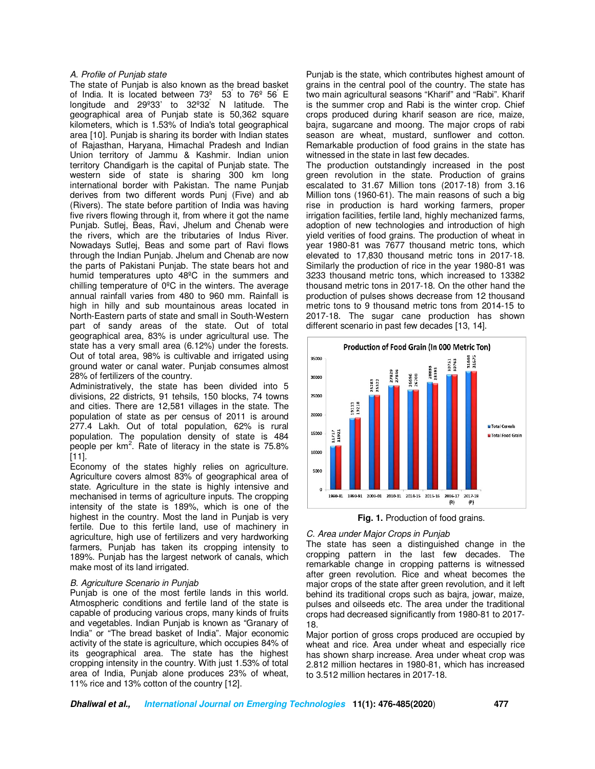### A. Profile of Punjab state

The state of Punjab is also known as the bread basket of India. It is located between 73º 53' to 76º 56' E longitude and 29º33' to 32º32' N latitude. The geographical area of Punjab state is 50,362 square kilometers, which is 1.53% of India's total geographical area [10]. Punjab is sharing its border with Indian states of Rajasthan, Haryana, Himachal Pradesh and Indian Union territory of Jammu & Kashmir. Indian union territory Chandigarh is the capital of Punjab state. The western side of state is sharing 300 km long international border with Pakistan. The name Punjab derives from two different words Punj (Five) and ab (Rivers). The state before partition of India was having five rivers flowing through it, from where it got the name Punjab. Sutlej, Beas, Ravi, Jhelum and Chenab were the rivers, which are the tributaries of Indus River. Nowadays Sutlej, Beas and some part of Ravi flows through the Indian Punjab. Jhelum and Chenab are now the parts of Pakistani Punjab. The state bears hot and humid temperatures upto 48ºC in the summers and chilling temperature of 0ºC in the winters. The average annual rainfall varies from 480 to 960 mm. Rainfall is high in hilly and sub mountainous areas located in North-Eastern parts of state and small in South-Western part of sandy areas of the state. Out of total geographical area, 83% is under agricultural use. The state has a very small area (6.12%) under the forests. Out of total area, 98% is cultivable and irrigated using ground water or canal water. Punjab consumes almost 28% of fertilizers of the country.

Administratively, the state has been divided into 5 divisions, 22 districts, 91 tehsils, 150 blocks, 74 towns and cities. There are 12,581 villages in the state. The population of state as per census of 2011 is around 277.4 Lakh. Out of total population, 62% is rural population. The population density of state is 484 people per km$^2$. Rate of literacy in the state is 75.8% [11].

Economy of the states highly relies on agriculture. Agriculture covers almost 83% of geographical area of state. Agriculture in the state is highly intensive and mechanised in terms of agriculture inputs. The cropping intensity of the state is 189%, which is one of the highest in the country. Most the land in Punjab is very fertile. Due to this fertile land, use of machinery in agriculture, high use of fertilizers and very hardworking farmers, Punjab has taken its cropping intensity to 189%. Punjab has the largest network of canals, which make most of its land irrigated.

### B. Agriculture Scenario in Punjab

Punjab is one of the most fertile lands in this world. Atmospheric conditions and fertile land of the state is capable of producing various crops, many kinds of fruits and vegetables. Indian Punjab is known as "Granary of India" or "The bread basket of India". Major economic activity of the state is agriculture, which occupies 84% of its geographical area. The state has the highest cropping intensity in the country. With just 1.53% of total area of India, Punjab alone produces 23% of wheat, 11% rice and 13% cotton of the country [12].

Punjab is the state, which contributes highest amount of grains in the central pool of the country. The state has two main agricultural seasons "Kharif" and "Rabi". Kharif is the summer crop and Rabi is the winter crop. Chief crops produced during kharif season are rice, maize, bajra, sugarcane and moong. The major crops of rabi season are wheat, mustard, sunflower and cotton. Remarkable production of food grains in the state has witnessed in the state in last few decades.

The production outstandingly increased in the post green revolution in the state. Production of grains escalated to 31.67 Million tons (2017-18) from 3.16 Million tons (1960-61). The main reasons of such a big rise in production is hard working farmers, proper irrigation facilities, fertile land, highly mechanized farms, adoption of new technologies and introduction of high yield verities of food grains. The production of wheat in year 1980-81 was 7677 thousand metric tons, which elevated to 17,830 thousand metric tons in 2017-18. Similarly the production of rice in the year 1980-81 was 3233 thousand metric tons, which increased to 13382 thousand metric tons in 2017-18. On the other hand the production of pulses shows decrease from 12 thousand metric tons to 9 thousand metric tons from 2014-15 to 2017-18. The sugar cane production has shown different scenario in past few decades [13, 14].

**Production of Food Grain (In 000 Metric Ton)**

| Year | Total Cereals | Total Food Grain |
|---|---|---|
| 1980-81 | 11717 | 11921 |
| 1990-91 | 19113 | 19218 |
| 2000-01 | 25283 | 25322 |
| 2010-11 | 27829 | 27846 |
| 2014-15 | 26656 | 26700 |
| 2015-16 | 28888 | 28393 |
| 2016-17 (R) | 30751 | 30763 |
| 2017-18 (P) | 31666 | 31675 |

**Fig. 1.** Production of food grains.

### C. Area under Major Crops in Punjab

The state has seen a distinguished change in the cropping pattern in the last few decades. The remarkable change in cropping patterns is witnessed after green revolution. Rice and wheat becomes the major crops of the state after green revolution, and it left behind its traditional crops such as bajra, jowar, maize, pulses and oilseeds etc. The area under the traditional crops had decreased significantly from 1980-81 to 2017-18.

Major portion of gross crops produced are occupied by wheat and rice. Area under wheat and especially rice has shown sharp increase. Area under wheat crop was 2.812 million hectares in 1980-81, which has increased to 3.512 million hectares in 2017-18.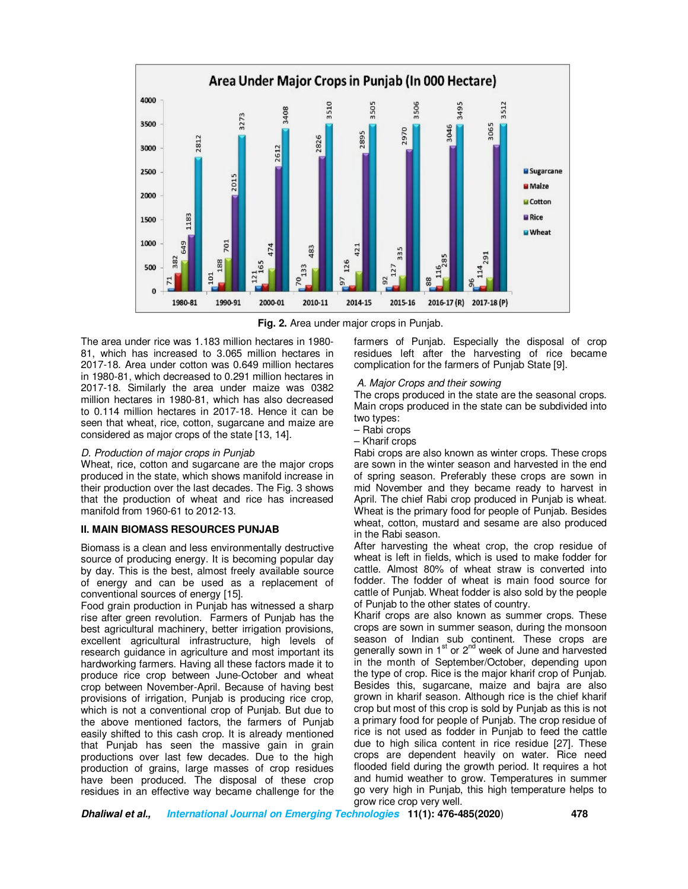Fig. 2. Area under major crops in Punjab.

The area under rice was 1.183 million hectares in 1980-81, which has increased to 3.065 million hectares in 2017-18. Area under cotton was 0.649 million hectares in 1980-81, which decreased to 0.291 million hectares in 2017-18. Similarly the area under maize was 0382 million hectares in 1980-81, which has also decreased to 0.114 million hectares in 2017-18. Hence it can be seen that wheat, rice, cotton, sugarcane and maize are considered as major crops of the state [13, 14].

*D. Production of major crops in Punjab*

Wheat, rice, cotton and sugarcane are the major crops produced in the state, which shows manifold increase in their production over the last decades. The Fig. 3 shows that the production of wheat and rice has increased manifold from 1960-61 to 2012-13.

## II. MAIN BIOMASS RESOURCES PUNJAB

Biomass is a clean and less environmentally destructive source of producing energy. It is becoming popular day by day. This is the best, almost freely available source of energy and can be used as a replacement of conventional sources of energy [15].

Food grain production in Punjab has witnessed a sharp rise after green revolution. Farmers of Punjab has the best agricultural machinery, better irrigation provisions, excellent agricultural infrastructure, high levels of research guidance in agriculture and most important its hardworking farmers. Having all these factors made it to produce rice crop between June-October and wheat crop between November-April. Because of having best provisions of irrigation, Punjab is producing rice crop, which is not a conventional crop of Punjab. But due to the above mentioned factors, the farmers of Punjab easily shifted to this cash crop. It is already mentioned that Punjab has seen the massive gain in grain productions over last few decades. Due to the high production of grains, large masses of crop residues have been produced. The disposal of these crop residues in an effective way became challenge for the farmers of Punjab. Especially the disposal of crop residues left after the harvesting of rice became complication for the farmers of Punjab State [9].

*A. Major Crops and their sowing*

The crops produced in the state are the seasonal crops. Main crops produced in the state can be subdivided into two types:
- Rabi crops
- Kharif crops

Rabi crops are also known as winter crops. These crops are sown in the winter season and harvested in the end of spring season. Preferably these crops are sown in mid November and they became ready to harvest in April. The chief Rabi crop produced in Punjab is wheat. Wheat is the primary food for people of Punjab. Besides wheat, cotton, mustard and sesame are also produced in the Rabi season.

After harvesting the wheat crop, the crop residue of wheat is left in fields, which is used to make fodder for cattle. Almost 80% of wheat straw is converted into fodder. The fodder of wheat is main food source for cattle of Punjab. Wheat fodder is also sold by the people of Punjab to the other states of country.

Kharif crops are also known as summer crops. These crops are sown in summer season, during the monsoon season of Indian sub continent. These crops are generally sown in 1st or 2nd week of June and harvested in the month of September/October, depending upon the type of crop. Rice is the major kharif crop of Punjab. Besides this, sugarcane, maize and bajra are also grown in kharif season. Although rice is the chief kharif crop but most of this crop is sold by Punjab as this is not a primary food for people of Punjab. The crop residue of rice is not used as fodder in Punjab to feed the cattle due to high silica content in rice residue [27]. These crops are dependent heavily on water. Rice need flooded field during the growth period. It requires a hot and humid weather to grow. Temperatures in summer go very high in Punjab, this high temperature helps to grow rice crop very well.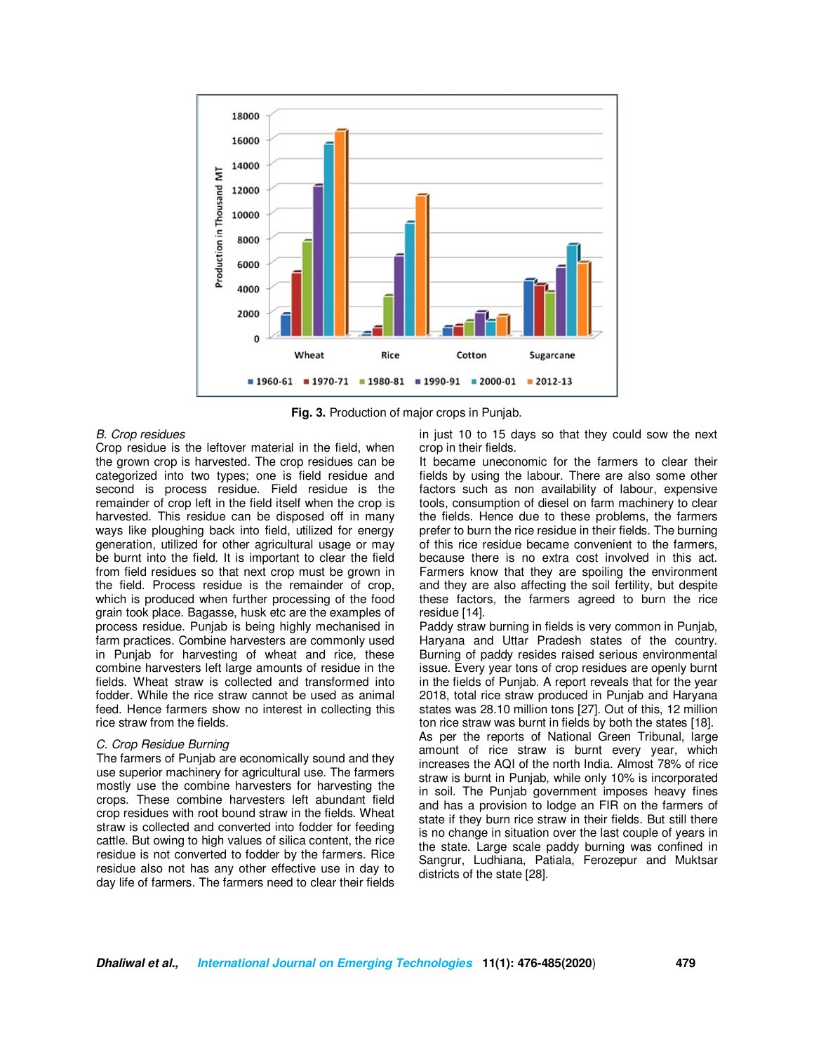**Fig. 3.** Production of major crops in Punjab.

*B. Crop residues*

Crop residue is the leftover material in the field, when the grown crop is harvested. The crop residues can be categorized into two types; one is field residue and second is process residue. Field residue is the remainder of crop left in the field itself when the crop is harvested. This residue can be disposed off in many ways like ploughing back into field, utilized for energy generation, utilized for other agricultural usage or may be burnt into the field. It is important to clear the field from field residues so that next crop must be grown in the field. Process residue is the remainder of crop, which is produced when further processing of the food grain took place. Bagasse, husk etc are the examples of process residue. Punjab is being highly mechanised in farm practices. Combine harvesters are commonly used in Punjab for harvesting of wheat and rice, these combine harvesters left large amounts of residue in the fields. Wheat straw is collected and transformed into fodder. While the rice straw cannot be used as animal feed. Hence farmers show no interest in collecting this rice straw from the fields.

*C. Crop Residue Burning*

The farmers of Punjab are economically sound and they use superior machinery for agricultural use. The farmers mostly use the combine harvesters for harvesting the crops. These combine harvesters left abundant field crop residues with root bound straw in the fields. Wheat straw is collected and converted into fodder for feeding cattle. But owing to high values of silica content, the rice residue is not converted to fodder by the farmers. Rice residue also not has any other effective use in day to day life of farmers. The farmers need to clear their fields in just 10 to 15 days so that they could sow the next crop in their fields.

It became uneconomic for the farmers to clear their fields by using the labour. There are also some other factors such as non availability of labour, expensive tools, consumption of diesel on farm machinery to clear the fields. Hence due to these problems, the farmers prefer to burn the rice residue in their fields. The burning of this rice residue became convenient to the farmers, because there is no extra cost involved in this act. Farmers know that they are spoiling the environment and they are also affecting the soil fertility, but despite these factors, the farmers agreed to burn the rice residue [14].

Paddy straw burning in fields is very common in Punjab, Haryana and Uttar Pradesh states of the country. Burning of paddy resides raised serious environmental issue. Every year tons of crop residues are openly burnt in the fields of Punjab. A report reveals that for the year 2018, total rice straw produced in Punjab and Haryana states was 28.10 million tons [27]. Out of this, 12 million ton rice straw was burnt in fields by both the states [18]. As per the reports of National Green Tribunal, large amount of rice straw is burnt every year, which increases the AQI of the north India. Almost 78% of rice straw is burnt in Punjab, while only 10% is incorporated in soil. The Punjab government imposes heavy fines and has a provision to lodge an FIR on the farmers of state if they burn rice straw in their fields. But still there is no change in situation over the last couple of years in the state. Large scale paddy burning was confined in Sangrur, Ludhiana, Patiala, Ferozepur and Muktsar districts of the state [28].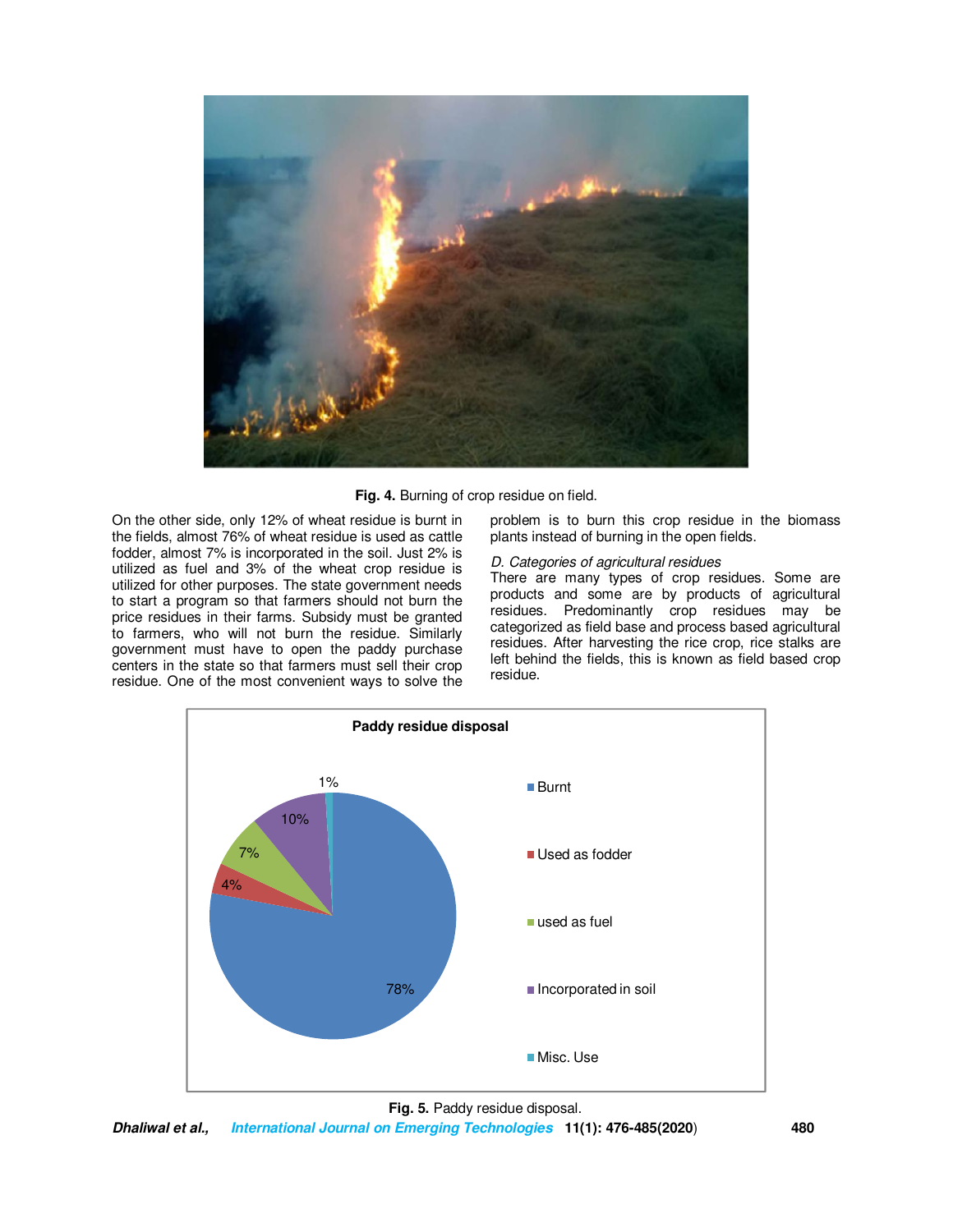Fig. 4. Burning of crop residue on field.

On the other side, only 12% of wheat residue is burnt in the fields, almost 76% of wheat residue is used as cattle fodder, almost 7% is incorporated in the soil. Just 2% is utilized as fuel and 3% of the wheat crop residue is utilized for other purposes. The state government needs to start a program so that farmers should not burn the price residues in their farms. Subsidy must be granted to farmers, who will not burn the residue. Similarly government must have to open the paddy purchase centers in the state so that farmers must sell their crop residue. One of the most convenient ways to solve the problem is to burn this crop residue in the biomass plants instead of burning in the open fields.

*D. Categories of agricultural residues*

There are many types of crop residues. Some are products and some are by products of agricultural residues. Predominantly crop residues may be categorized as field base and process based agricultural residues. After harvesting the rice crop, rice stalks are left behind the fields, this is known as field based crop residue.

**Paddy residue disposal**

| Category | Share |
|---|---|
| Burnt | 78% |
| Used as fodder | 4% |
| used as fuel | 7% |
| Incorporated in soil | 10% |
| Misc. Use | 1% |

**Fig. 5.** Paddy residue disposal.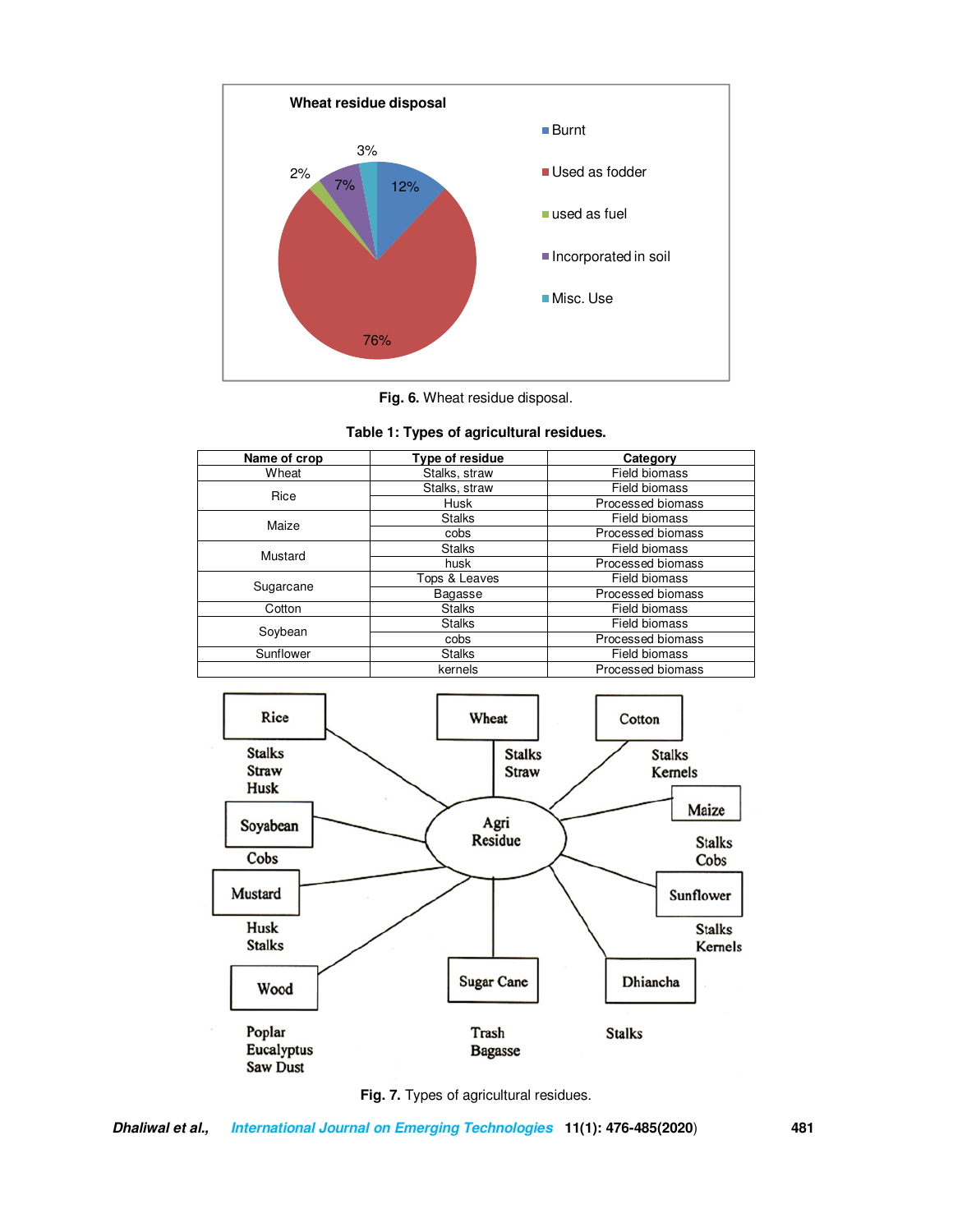**Fig. 6.** Wheat residue disposal.

**Table 1: Types of agricultural residues.**

| Name of crop | Type of residue | Category |
|---|---|---|
| Wheat | Stalks, straw | Field biomass |
| Rice | Stalks, straw | Field biomass |
| | Husk | Processed biomass |
| Maize | Stalks | Field biomass |
| | cobs | Processed biomass |
| Mustard | Stalks | Field biomass |
| | husk | Processed biomass |
| Sugarcane | Tops & Leaves | Field biomass |
| | Bagasse | Processed biomass |
| Cotton | Stalks | Field biomass |
| Soybean | Stalks | Field biomass |
| | cobs | Processed biomass |
| Sunflower | Stalks | Field biomass |
| | kernels | Processed biomass |

**Fig. 7.** Types of agricultural residues.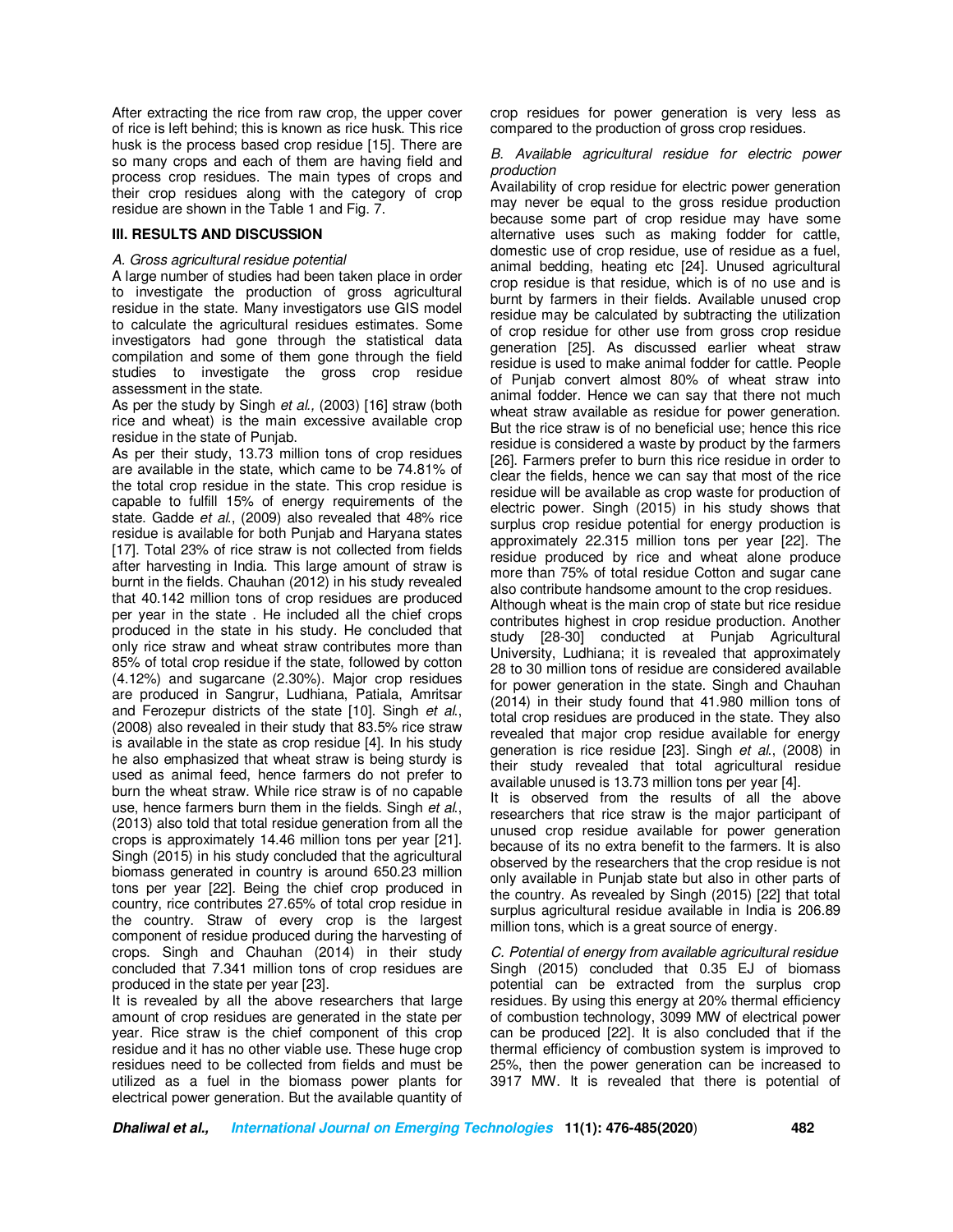After extracting the rice from raw crop, the upper cover of rice is left behind; this is known as rice husk. This rice husk is the process based crop residue [15]. There are so many crops and each of them are having field and process crop residues. The main types of crops and their crop residues along with the category of crop residue are shown in the Table 1 and Fig. 7.

## III. RESULTS AND DISCUSSION

### *A. Gross agricultural residue potential*

A large number of studies had been taken place in order to investigate the production of gross agricultural residue in the state. Many investigators use GIS model to calculate the agricultural residues estimates. Some investigators had gone through the statistical data compilation and some of them gone through the field studies to investigate the gross crop residue assessment in the state.

As per the study by Singh *et al.,* (2003) [16] straw (both rice and wheat) is the main excessive available crop residue in the state of Punjab.

As per their study, 13.73 million tons of crop residues are available in the state, which came to be 74.81% of the total crop residue in the state. This crop residue is capable to fulfill 15% of energy requirements of the state. Gadde *et al*., (2009) also revealed that 48% rice residue is available for both Punjab and Haryana states [17]. Total 23% of rice straw is not collected from fields after harvesting in India. This large amount of straw is burnt in the fields. Chauhan (2012) in his study revealed that 40.142 million tons of crop residues are produced per year in the state . He included all the chief crops produced in the state in his study. He concluded that only rice straw and wheat straw contributes more than 85% of total crop residue if the state, followed by cotton (4.12%) and sugarcane (2.30%). Major crop residues are produced in Sangrur, Ludhiana, Patiala, Amritsar and Ferozepur districts of the state [10]. Singh *et al*., (2008) also revealed in their study that 83.5% rice straw is available in the state as crop residue [4]. In his study he also emphasized that wheat straw is being sturdy is used as animal feed, hence farmers do not prefer to burn the wheat straw. While rice straw is of no capable use, hence farmers burn them in the fields. Singh *et al*., (2013) also told that total residue generation from all the crops is approximately 14.46 million tons per year [21]. Singh (2015) in his study concluded that the agricultural biomass generated in country is around 650.23 million tons per year [22]. Being the chief crop produced in country, rice contributes 27.65% of total crop residue in the country. Straw of every crop is the largest component of residue produced during the harvesting of crops. Singh and Chauhan (2014) in their study concluded that 7.341 million tons of crop residues are produced in the state per year [23].

It is revealed by all the above researchers that large amount of crop residues are generated in the state per year. Rice straw is the chief component of this crop residue and it has no other viable use. These huge crop residues need to be collected from fields and must be utilized as a fuel in the biomass power plants for electrical power generation. But the available quantity of crop residues for power generation is very less as compared to the production of gross crop residues.

### *B. Available agricultural residue for electric power production*

Availability of crop residue for electric power generation may never be equal to the gross residue production because some part of crop residue may have some alternative uses such as making fodder for cattle, domestic use of crop residue, use of residue as a fuel, animal bedding, heating etc [24]. Unused agricultural crop residue is that residue, which is of no use and is burnt by farmers in their fields. Available unused crop residue may be calculated by subtracting the utilization of crop residue for other use from gross crop residue generation [25]. As discussed earlier wheat straw residue is used to make animal fodder for cattle. People of Punjab convert almost 80% of wheat straw into animal fodder. Hence we can say that there not much wheat straw available as residue for power generation. But the rice straw is of no beneficial use; hence this rice residue is considered a waste by product by the farmers [26]. Farmers prefer to burn this rice residue in order to clear the fields, hence we can say that most of the rice residue will be available as crop waste for production of electric power. Singh (2015) in his study shows that surplus crop residue potential for energy production is approximately 22.315 million tons per year [22]. The residue produced by rice and wheat alone produce more than 75% of total residue Cotton and sugar cane also contribute handsome amount to the crop residues.

Although wheat is the main crop of state but rice residue contributes highest in crop residue production. Another study [28-30] conducted at Punjab Agricultural University, Ludhiana; it is revealed that approximately 28 to 30 million tons of residue are considered available for power generation in the state. Singh and Chauhan (2014) in their study found that 41.980 million tons of total crop residues are produced in the state. They also revealed that major crop residue available for energy generation is rice residue [23]. Singh *et al*., (2008) in their study revealed that total agricultural residue available unused is 13.73 million tons per year [4].

It is observed from the results of all the above researchers that rice straw is the major participant of unused crop residue available for power generation because of its no extra benefit to the farmers. It is also observed by the researchers that the crop residue is not only available in Punjab state but also in other parts of the country. As revealed by Singh (2015) [22] that total surplus agricultural residue available in India is 206.89 million tons, which is a great source of energy.

### *C. Potential of energy from available agricultural residue*

Singh (2015) concluded that 0.35 EJ of biomass potential can be extracted from the surplus crop residues. By using this energy at 20% thermal efficiency of combustion technology, 3099 MW of electrical power can be produced [22]. It is also concluded that if the thermal efficiency of combustion system is improved to 25%, then the power generation can be increased to 3917 MW. It is revealed that there is potential of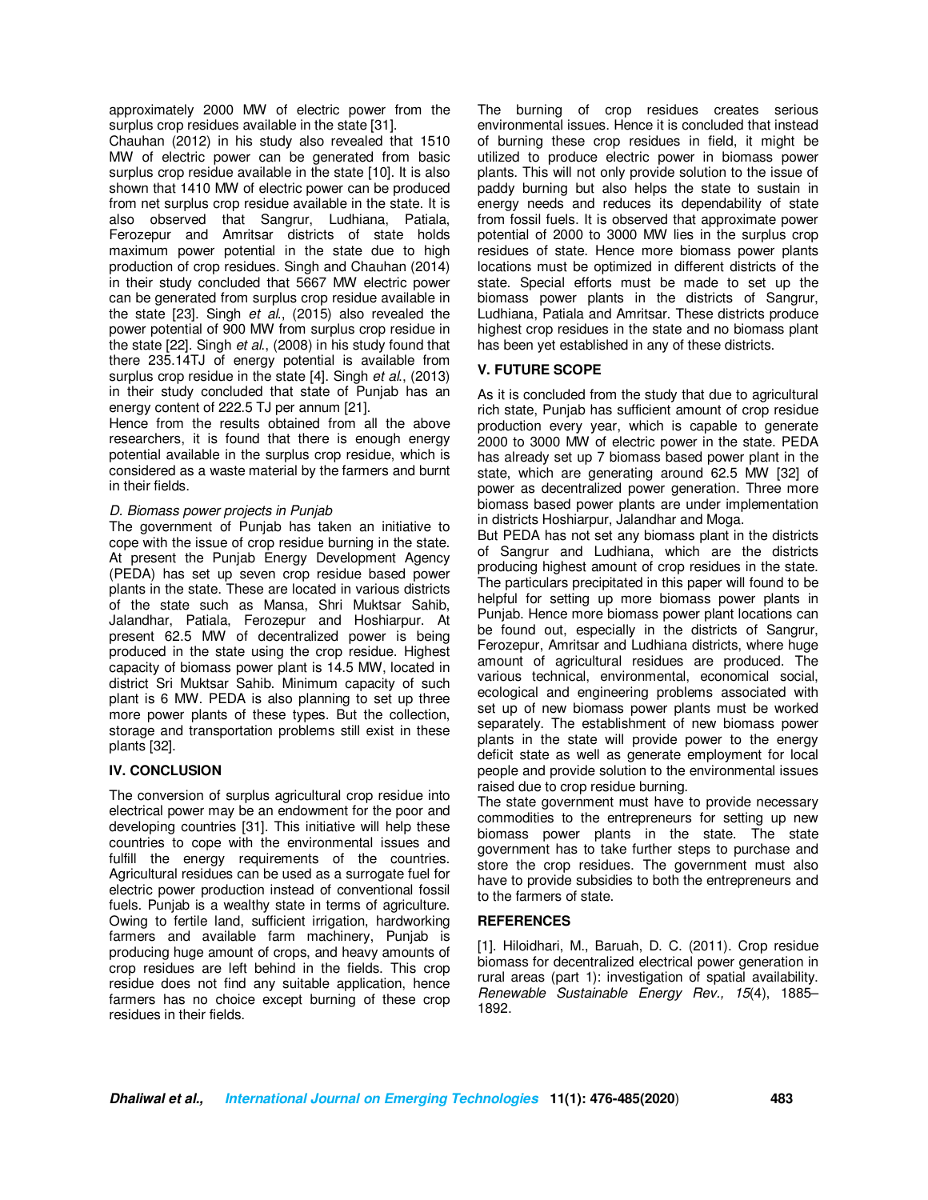approximately 2000 MW of electric power from the surplus crop residues available in the state [31].

Chauhan (2012) in his study also revealed that 1510 MW of electric power can be generated from basic surplus crop residue available in the state [10]. It is also shown that 1410 MW of electric power can be produced from net surplus crop residue available in the state. It is also observed that Sangrur, Ludhiana, Patiala, Ferozepur and Amritsar districts of state holds maximum power potential in the state due to high production of crop residues. Singh and Chauhan (2014) in their study concluded that 5667 MW electric power can be generated from surplus crop residue available in the state [23]. Singh *et al.*, (2015) also revealed the power potential of 900 MW from surplus crop residue in the state [22]. Singh *et al.*, (2008) in his study found that there 235.14TJ of energy potential is available from surplus crop residue in the state [4]. Singh *et al.*, (2013) in their study concluded that state of Punjab has an energy content of 222.5 TJ per annum [21].

Hence from the results obtained from all the above researchers, it is found that there is enough energy potential available in the surplus crop residue, which is considered as a waste material by the farmers and burnt in their fields.

*D. Biomass power projects in Punjab*

The government of Punjab has taken an initiative to cope with the issue of crop residue burning in the state. At present the Punjab Energy Development Agency (PEDA) has set up seven crop residue based power plants in the state. These are located in various districts of the state such as Mansa, Shri Muktsar Sahib, Jalandhar, Patiala, Ferozepur and Hoshiarpur. At present 62.5 MW of decentralized power is being produced in the state using the crop residue. Highest capacity of biomass power plant is 14.5 MW, located in district Sri Muktsar Sahib. Minimum capacity of such plant is 6 MW. PEDA is also planning to set up three more power plants of these types. But the collection, storage and transportation problems still exist in these plants [32].

## IV. CONCLUSION

The conversion of surplus agricultural crop residue into electrical power may be an endowment for the poor and developing countries [31]. This initiative will help these countries to cope with the environmental issues and fulfill the energy requirements of the countries. Agricultural residues can be used as a surrogate fuel for electric power production instead of conventional fossil fuels. Punjab is a wealthy state in terms of agriculture. Owing to fertile land, sufficient irrigation, hardworking farmers and available farm machinery, Punjab is producing huge amount of crops, and heavy amounts of crop residues are left behind in the fields. This crop residue does not find any suitable application, hence farmers has no choice except burning of these crop residues in their fields.

The burning of crop residues creates serious environmental issues. Hence it is concluded that instead of burning these crop residues in field, it might be utilized to produce electric power in biomass power plants. This will not only provide solution to the issue of paddy burning but also helps the state to sustain in energy needs and reduces its dependability of state from fossil fuels. It is observed that approximate power potential of 2000 to 3000 MW lies in the surplus crop residues of state. Hence more biomass power plants locations must be optimized in different districts of the state. Special efforts must be made to set up the biomass power plants in the districts of Sangrur, Ludhiana, Patiala and Amritsar. These districts produce highest crop residues in the state and no biomass plant has been yet established in any of these districts.

## V. FUTURE SCOPE

As it is concluded from the study that due to agricultural rich state, Punjab has sufficient amount of crop residue production every year, which is capable to generate 2000 to 3000 MW of electric power in the state. PEDA has already set up 7 biomass based power plant in the state, which are generating around 62.5 MW [32] of power as decentralized power generation. Three more biomass based power plants are under implementation in districts Hoshiarpur, Jalandhar and Moga.

But PEDA has not set any biomass plant in the districts of Sangrur and Ludhiana, which are the districts producing highest amount of crop residues in the state. The particulars precipitated in this paper will found to be helpful for setting up more biomass power plants in Punjab. Hence more biomass power plant locations can be found out, especially in the districts of Sangrur, Ferozepur, Amritsar and Ludhiana districts, where huge amount of agricultural residues are produced. The various technical, environmental, economical social, ecological and engineering problems associated with set up of new biomass power plants must be worked separately. The establishment of new biomass power plants in the state will provide power to the energy deficit state as well as generate employment for local people and provide solution to the environmental issues raised due to crop residue burning.

The state government must have to provide necessary commodities to the entrepreneurs for setting up new biomass power plants in the state. The state government has to take further steps to purchase and store the crop residues. The government must also have to provide subsidies to both the entrepreneurs and to the farmers of state.

## REFERENCES

[1]. Hiloidhari, M., Baruah, D. C. (2011). Crop residue biomass for decentralized electrical power generation in rural areas (part 1): investigation of spatial availability. *Renewable Sustainable Energy Rev., 15*(4), 1885–1892.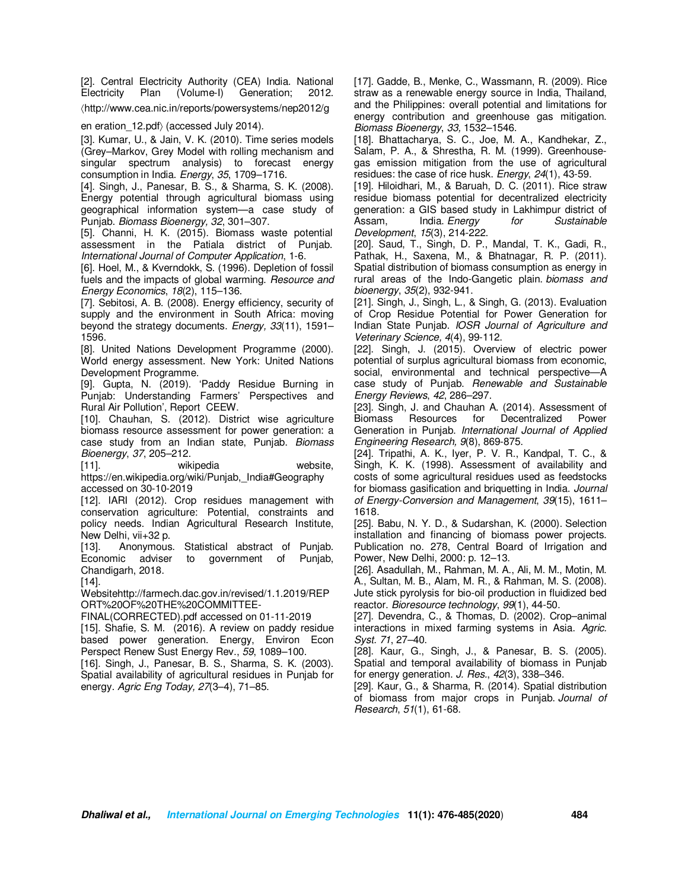[2]. Central Electricity Authority (CEA) India. National Electricity Plan (Volume-I) Generation; 2012. ⟨http://www.cea.nic.in/reports/powersystems/nep2012/gen eration_12.pdf⟩ (accessed July 2014).

[3]. Kumar, U., & Jain, V. K. (2010). Time series models (Grey–Markov, Grey Model with rolling mechanism and singular spectrum analysis) to forecast energy consumption in India. *Energy*, *35*, 1709–1716.

[4]. Singh, J., Panesar, B. S., & Sharma, S. K. (2008). Energy potential through agricultural biomass using geographical information system—a case study of Punjab. *Biomass Bioenergy*, *32*, 301–307.

[5]. Channi, H. K. (2015). Biomass waste potential assessment in the Patiala district of Punjab. *International Journal of Computer Application*, 1-6.

[6]. Hoel, M., & Kverndokk, S. (1996). Depletion of fossil fuels and the impacts of global warming. *Resource and Energy Economics*, *18*(2), 115–136.

[7]. Sebitosi, A. B. (2008). Energy efficiency, security of supply and the environment in South Africa: moving beyond the strategy documents. *Energy, 33*(11), 1591–1596.

[8]. United Nations Development Programme (2000). World energy assessment. New York: United Nations Development Programme.

[9]. Gupta, N. (2019). 'Paddy Residue Burning in Punjab: Understanding Farmers' Perspectives and Rural Air Pollution', Report CEEW.

[10]. Chauhan, S. (2012). District wise agriculture biomass resource assessment for power generation: a case study from an Indian state, Punjab. *Biomass Bioenergy*, *37*, 205–212.

[11]. wikipedia website, https://en.wikipedia.org/wiki/Punjab,_India#Geography accessed on 30-10-2019

[12]. IARI (2012). Crop residues management with conservation agriculture: Potential, constraints and policy needs. Indian Agricultural Research Institute, New Delhi, vii+32 p.

[13]. Anonymous. Statistical abstract of Punjab. Economic adviser to government of Punjab, Chandigarh, 2018.

[14]. Websitehttp://farmech.dac.gov.in/revised/1.1.2019/REPORT%20OF%20THE%20COMMITTEE-FINAL(CORRECTED).pdf accessed on 01-11-2019

[15]. Shafie, S. M. (2016). A review on paddy residue based power generation. Energy, Environ Econ Perspect Renew Sust Energy Rev., *59*, 1089–100.

[16]. Singh, J., Panesar, B. S., Sharma, S. K. (2003). Spatial availability of agricultural residues in Punjab for energy. *Agric Eng Today, 27*(3–4), 71–85.

[17]. Gadde, B., Menke, C., Wassmann, R. (2009). Rice straw as a renewable energy source in India, Thailand, and the Philippines: overall potential and limitations for energy contribution and greenhouse gas mitigation. *Biomass Bioenergy*, *33,* 1532–1546.

[18]. Bhattacharya, S. C., Joe, M. A., Kandhekar, Z., Salam, P. A., & Shrestha, R. M. (1999). Greenhouse-gas emission mitigation from the use of agricultural residues: the case of rice husk. *Energy*, *24*(1), 43-59.

[19]. Hiloidhari, M., & Baruah, D. C. (2011). Rice straw residue biomass potential for decentralized electricity generation: a GIS based study in Lakhimpur district of Assam, India. *Energy for Sustainable Development*, *15*(3), 214-222.

[20]. Saud, T., Singh, D. P., Mandal, T. K., Gadi, R., Pathak, H., Saxena, M., & Bhatnagar, R. P. (2011). Spatial distribution of biomass consumption as energy in rural areas of the Indo-Gangetic plain. *biomass and bioenergy*, *35*(2), 932-941.

[21]. Singh, J., Singh, L., & Singh, G. (2013). Evaluation of Crop Residue Potential for Power Generation for Indian State Punjab. *IOSR Journal of Agriculture and Veterinary Science, 4*(4), 99-112.

[22]. Singh, J. (2015). Overview of electric power potential of surplus agricultural biomass from economic, social, environmental and technical perspective—A case study of Punjab. *Renewable and Sustainable Energy Reviews*, *42*, 286–297.

[23]. Singh, J. and Chauhan A. (2014). Assessment of Biomass Resources for Decentralized Power Generation in Punjab. *International Journal of Applied Engineering Research, 9*(8), 869-875.

[24]. Tripathi, A. K., Iyer, P. V. R., Kandpal, T. C., & Singh, K. K. (1998). Assessment of availability and costs of some agricultural residues used as feedstocks for biomass gasification and briquetting in India. *Journal of Energy-Conversion and Management*, *39*(15), 1611–1618.

[25]. Babu, N. Y. D., & Sudarshan, K. (2000). Selection installation and financing of biomass power projects. Publication no. 278, Central Board of Irrigation and Power, New Delhi, 2000: p. 12–13.

[26]. Asadullah, M., Rahman, M. A., Ali, M. M., Motin, M. A., Sultan, M. B., Alam, M. R., & Rahman, M. S. (2008). Jute stick pyrolysis for bio-oil production in fluidized bed reactor. *Bioresource technology*, *99*(1), 44-50.

[27]. Devendra, C., & Thomas, D. (2002). Crop–animal interactions in mixed farming systems in Asia. *Agric. Syst. 71*, 27–40.

[28]. Kaur, G., Singh, J., & Panesar, B. S. (2005). Spatial and temporal availability of biomass in Punjab for energy generation. *J. Res.*, *42*(3), 338–346.

[29]. Kaur, G., & Sharma, R. (2014). Spatial distribution of biomass from major crops in Punjab. *Journal of Research*, *51*(1), 61-68.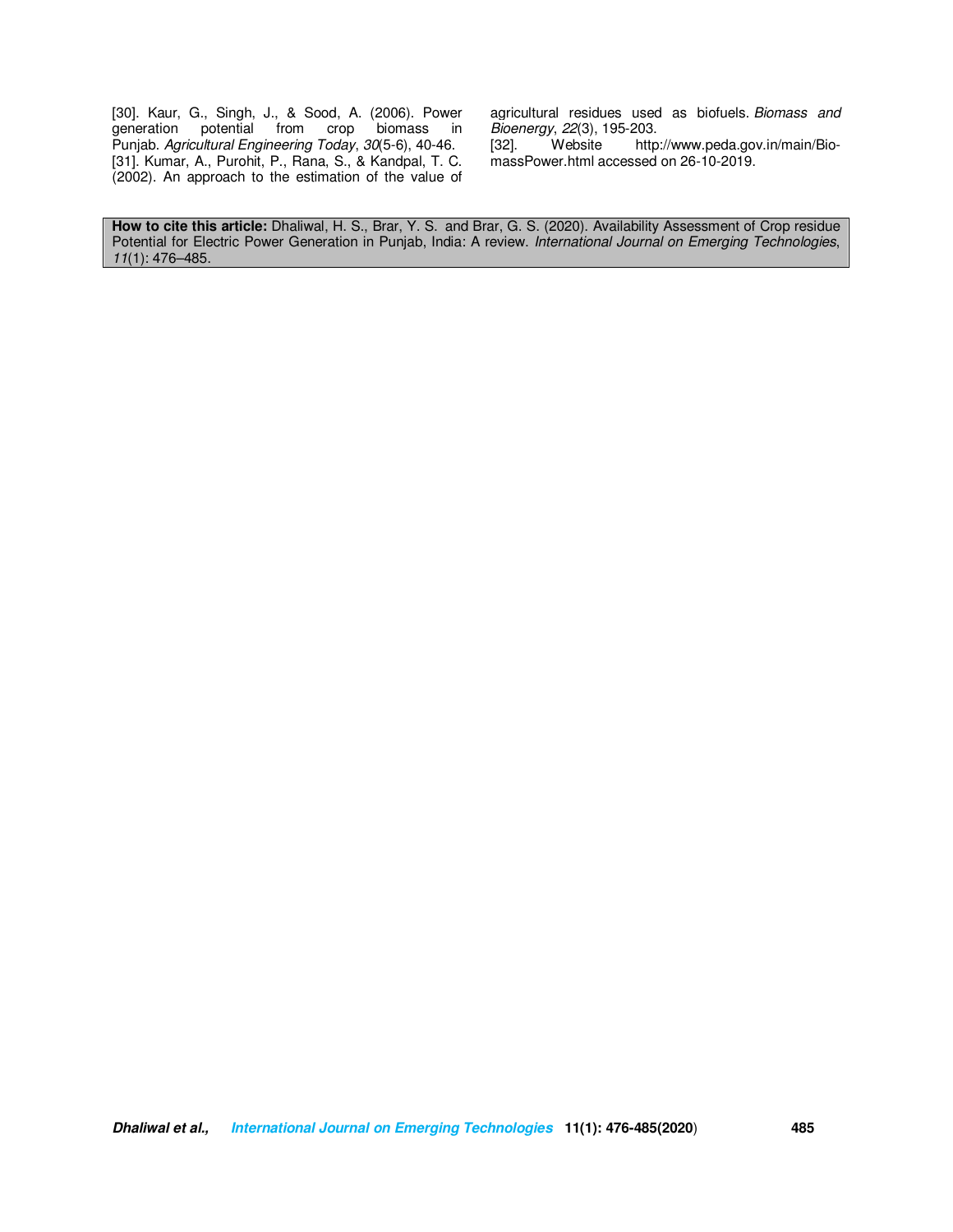[30]. Kaur, G., Singh, J., & Sood, A. (2006). Power generation potential from crop biomass in Punjab. *Agricultural Engineering Today*, *30*(5-6), 40-46.

[31]. Kumar, A., Purohit, P., Rana, S., & Kandpal, T. C. (2002). An approach to the estimation of the value of agricultural residues used as biofuels. *Biomass and Bioenergy*, *22*(3), 195-203.

[32]. Website http://www.peda.gov.in/main/Bio-massPower.html accessed on 26-10-2019.

**How to cite this article:** Dhaliwal, H. S., Brar, Y. S. and Brar, G. S. (2020). Availability Assessment of Crop residue Potential for Electric Power Generation in Punjab, India: A review. *International Journal on Emerging Technologies*, *11*(1): 476–485.